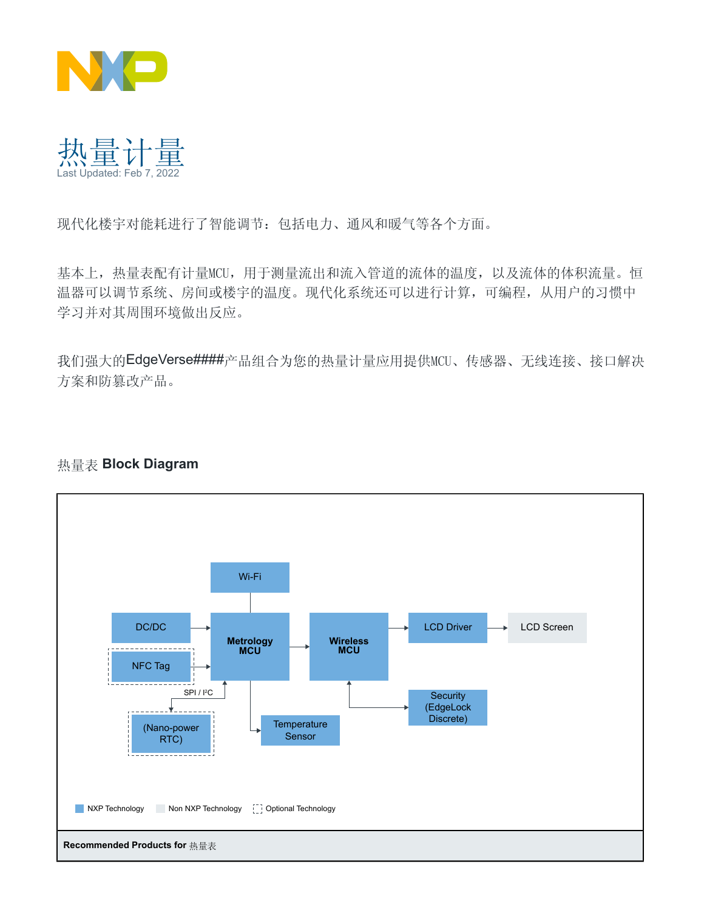# 热量计量

Last Updated: Feb 7, 2022

现代化楼宇对能耗进行了智能调节：包括电力、通风和暖气等各个方面。

基本上，热量表配有计量MCU，用于测量流出和流入管道的流体的温度，以及流体的体积流量。恒温器可以调节系统、房间或楼宇的温度。现代化系统还可以进行计算，可编程，从用户的习惯中学习并对其周围环境做出反应。

我们强大的EdgeVerse####产品组合为您的热量计量应用提供MCU、传感器、无线连接、接口解决方案和防篡改产品。

## 热量表 **Block Diagram**

Wi-Fi

DC/DC

NFC Tag

Metrology MCU

Wireless MCU

LCD Driver

LCD Screen

SPI / I²C

(Nano-power RTC)

Temperature Sensor

Security (EdgeLock Discrete)

NXP Technology | Non NXP Technology | Optional Technology

**Recommended Products for** 热量表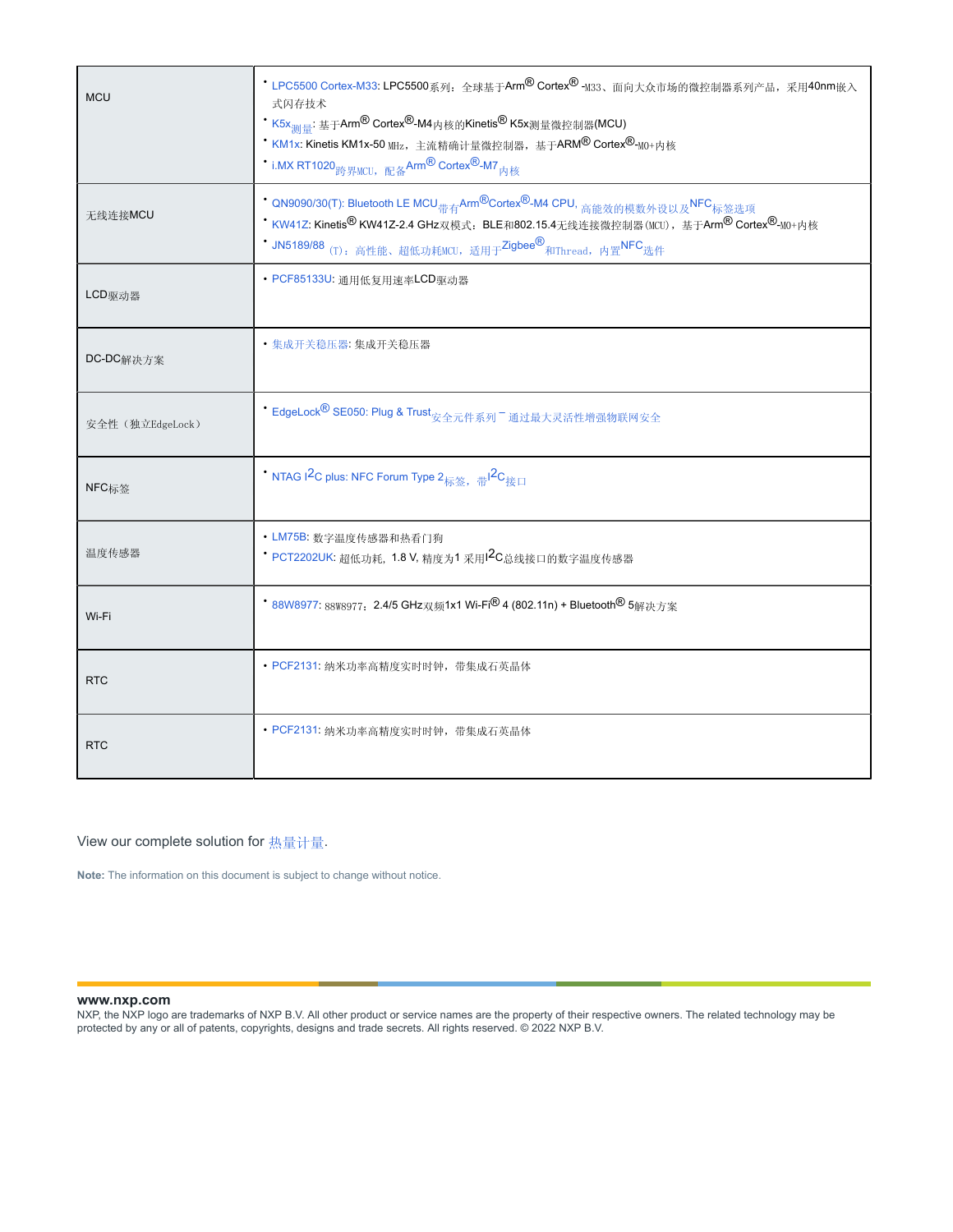| | |
|---|---|
| MCU | • LPC5500 Cortex-M33: LPC5500系列：全球基于Arm® Cortex® -M33、面向大众市场的微控制器系列产品，采用40nm嵌入式闪存技术<br>• K5x测量: 基于Arm® Cortex®-M4内核的Kinetis® K5x测量微控制器(MCU)<br>• KM1x: Kinetis KM1x-50 MHz，主流精确计量微控制器，基于ARM® Cortex®-M0+内核<br>• i.MX RT1020跨界MCU，配备Arm® Cortex®-M7内核 |
| 无线连接MCU | • QN9090/30(T): Bluetooth LE MCU带有Arm®Cortex®-M4 CPU，高能效的模数外设以及NFC标签选项<br>• KW41Z: Kinetis® KW41Z-2.4 GHz双模式：BLE和802.15.4无线连接微控制器(MCU)，基于Arm® Cortex®-M0+内核<br>• JN5189/88 (T)：高性能、超低功耗MCU，适用于Zigbee®和Thread，内置NFC选件 |
| LCD驱动器 | • PCF85133U: 通用低复用速率LCD驱动器 |
| DC-DC解决方案 | • 集成开关稳压器: 集成开关稳压器 |
| 安全性（独立EdgeLock） | • EdgeLock® SE050: Plug & Trust安全元件系列 – 通过最大灵活性增强物联网安全 |
| NFC标签 | • NTAG I2C plus: NFC Forum Type 2标签，带I2C接口 |
| 温度传感器 | • LM75B: 数字温度传感器和热看门狗<br>• PCT2202UK: 超低功耗, 1.8 V, 精度为1 采用I2C总线接口的数字温度传感器 |
| Wi-Fi | • 88W8977: 88W8977：2.4/5 GHz双频1x1 Wi-Fi® 4 (802.11n) + Bluetooth® 5解决方案 |
| RTC | • PCF2131: 纳米功率高精度实时时钟，带集成石英晶体 |
| RTC | • PCF2131: 纳米功率高精度实时时钟，带集成石英晶体 |

View our complete solution for 热量计量.

**Note:** The information on this document is subject to change without notice.

**www.nxp.com**

NXP, the NXP logo are trademarks of NXP B.V. All other product or service names are the property of their respective owners. The related technology may be protected by any or all of patents, copyrights, designs and trade secrets. All rights reserved. © 2022 NXP B.V.